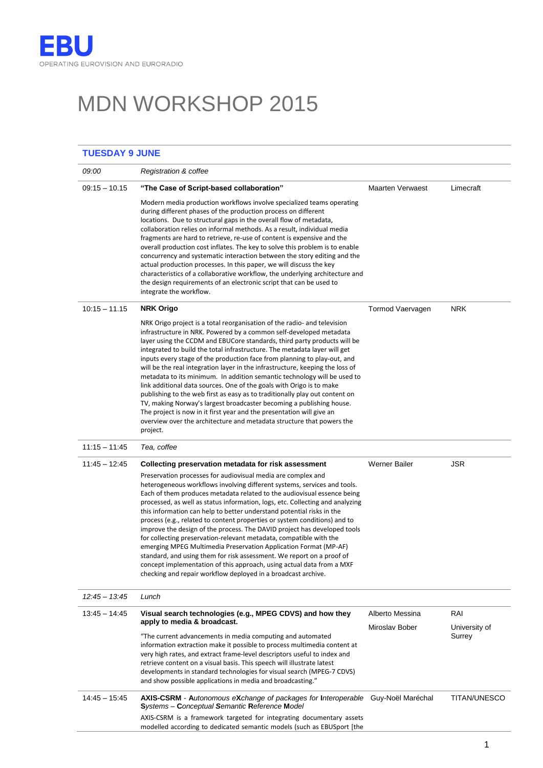EBU

OPERATING EUROVISION AND EURORADIO

# MDN WORKSHOP 2015

## TUESDAY 9 JUNE

| | | | |
|---|---|---|---|
| *09:00* | *Registration & coffee* | | |
| 09:15 – 10.15 | **"The Case of Script-based collaboration"**<br><br>Modern media production workflows involve specialized teams operating during different phases of the production process on different locations. Due to structural gaps in the overall flow of metadata, collaboration relies on informal methods. As a result, individual media fragments are hard to retrieve, re-use of content is expensive and the overall production cost inflates. The key to solve this problem is to enable concurrency and systematic interaction between the story editing and the actual production processes. In this paper, we will discuss the key characteristics of a collaborative workflow, the underlying architecture and the design requirements of an electronic script that can be used to integrate the workflow. | Maarten Verwaest | Limecraft |
| 10:15 – 11.15 | **NRK Origo**<br><br>NRK Origo project is a total reorganisation of the radio- and television infrastructure in NRK. Powered by a common self-developed metadata layer using the CCDM and EBUCore standards, third party products will be integrated to build the total infrastructure. The metadata layer will get inputs every stage of the production face from planning to play-out, and will be the real integration layer in the infrastructure, keeping the loss of metadata to its minimum. In addition semantic technology will be used to link additional data sources. One of the goals with Origo is to make publishing to the web first as easy as to traditionally play out content on TV, making Norway's largest broadcaster becoming a publishing house. The project is now in it first year and the presentation will give an overview over the architecture and metadata structure that powers the project. | Tormod Vaervagen | NRK |
| 11:15 – 11:45 | *Tea, coffee* | | |
| 11:45 – 12:45 | **Collecting preservation metadata for risk assessment**<br><br>Preservation processes for audiovisual media are complex and heterogeneous workflows involving different systems, services and tools. Each of them produces metadata related to the audiovisual essence being processed, as well as status information, logs, etc. Collecting and analyzing this information can help to better understand potential risks in the process (e.g., related to content properties or system conditions) and to improve the design of the process. The DAVID project has developed tools for collecting preservation-relevant metadata, compatible with the emerging MPEG Multimedia Preservation Application Format (MP-AF) standard, and using them for risk assessment. We report on a proof of concept implementation of this approach, using actual data from a MXF checking and repair workflow deployed in a broadcast archive. | Werner Bailer | JSR |
| *12:45 – 13:45* | *Lunch* | | |
| 13:45 – 14:45 | **Visual search technologies (e.g., MPEG CDVS) and how they apply to media & broadcast.**<br><br>"The current advancements in media computing and automated information extraction make it possible to process multimedia content at very high rates, and extract frame-level descriptors useful to index and retrieve content on a visual basis. This speech will illustrate latest developments in standard technologies for visual search (MPEG-7 CDVS) and show possible applications in media and broadcasting." | Alberto Messina<br><br>Miroslav Bober | RAI<br><br>University of Surrey |
| 14:45 – 15:45 | **AXIS-CSRM** - ***A****utonomous e****X****change of packages for* ***I****nteroperable* ***S****ystems –* ***C****onceptual* ***S****emantic* ***R****eference* ***M****odel*<br><br>AXIS-CSRM is a framework targeted for integrating documentary assets modelled according to dedicated semantic models (such as EBUSport [the | Guy-Noël Maréchal | TITAN/UNESCO |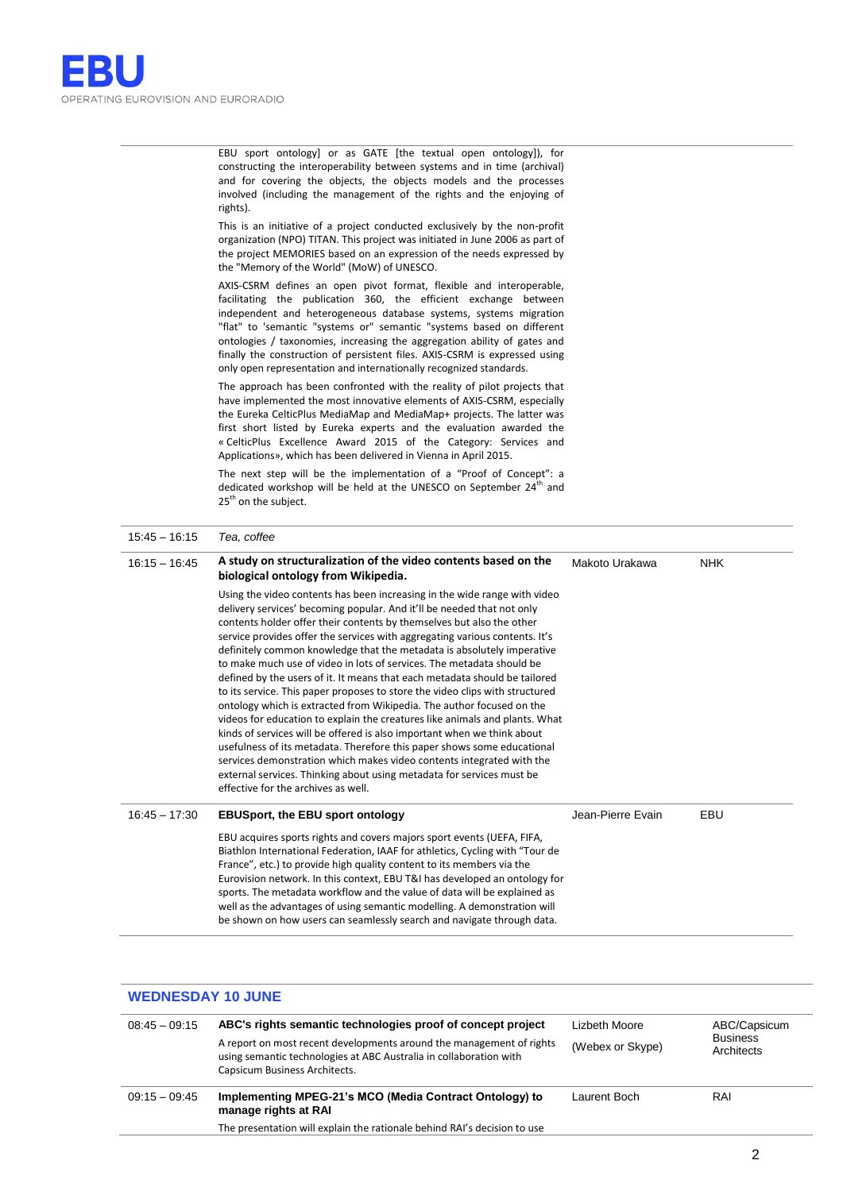| | | | |
|---|---|---|---|
| | EBU sport ontology] or as GATE [the textual open ontology]), for constructing the interoperability between systems and in time (archival) and for covering the objects, the objects models and the processes involved (including the management of the rights and the enjoying of rights).<br><br>This is an initiative of a project conducted exclusively by the non-profit organization (NPO) TITAN. This project was initiated in June 2006 as part of the project MEMORIES based on an expression of the needs expressed by the "Memory of the World" (MoW) of UNESCO.<br><br>AXIS-CSRM defines an open pivot format, flexible and interoperable, facilitating the publication 360, the efficient exchange between independent and heterogeneous database systems, systems migration "flat" to 'semantic "systems or" semantic "systems based on different ontologies / taxonomies, increasing the aggregation ability of gates and finally the construction of persistent files. AXIS-CSRM is expressed using only open representation and internationally recognized standards.<br><br>The approach has been confronted with the reality of pilot projects that have implemented the most innovative elements of AXIS-CSRM, especially the Eureka CelticPlus MediaMap and MediaMap+ projects. The latter was first short listed by Eureka experts and the evaluation awarded the « CelticPlus Excellence Award 2015 of the Category: Services and Applications», which has been delivered in Vienna in April 2015.<br><br>The next step will be the implementation of a "Proof of Concept": a dedicated workshop will be held at the UNESCO on September 24th and 25th on the subject. | | |
| 15:45 – 16:15 | *Tea, coffee* | | |
| 16:15 – 16:45 | **A study on structuralization of the video contents based on the biological ontology from Wikipedia.**<br><br>Using the video contents has been increasing in the wide range with video delivery services' becoming popular. And it'll be needed that not only contents holder offer their contents by themselves but also the other service provides offer the services with aggregating various contents. It's definitely common knowledge that the metadata is absolutely imperative to make much use of video in lots of services. The metadata should be defined by the users of it. It means that each metadata should be tailored to its service. This paper proposes to store the video clips with structured ontology which is extracted from Wikipedia. The author focused on the videos for education to explain the creatures like animals and plants. What kinds of services will be offered is also important when we think about usefulness of its metadata. Therefore this paper shows some educational services demonstration which makes video contents integrated with the external services. Thinking about using metadata for services must be effective for the archives as well. | Makoto Urakawa | NHK |
| 16:45 – 17:30 | **EBUSport, the EBU sport ontology**<br><br>EBU acquires sports rights and covers majors sports events (UEFA, FIFA, Biathlon International Federation, IAAF for athletics, Cycling with "Tour de France", etc.) to provide high quality content to its members via the Eurovision network. In this context, EBU T&I has developed an ontology for sports. The metadata workflow and the value of data will be explained as well as the advantages of using semantic modelling. A demonstration will be shown on how users can seamlessly search and navigate through data. | Jean-Pierre Evain | EBU |

## WEDNESDAY 10 JUNE

| | | | |
|---|---|---|---|
| 08:45 – 09:15 | **ABC's rights semantic technologies proof of concept project**<br><br>A report on most recent developments around the management of rights using semantic technologies at ABC Australia in collaboration with Capsicum Business Architects. | Lizbeth Moore<br><br>(Webex or Skype) | ABC/Capsicum Business Architects |
| 09:15 – 09:45 | **Implementing MPEG-21's MCO (Media Contract Ontology) to manage rights at RAI**<br><br>The presentation will explain the rationale behind RAI's decision to use | Laurent Boch | RAI |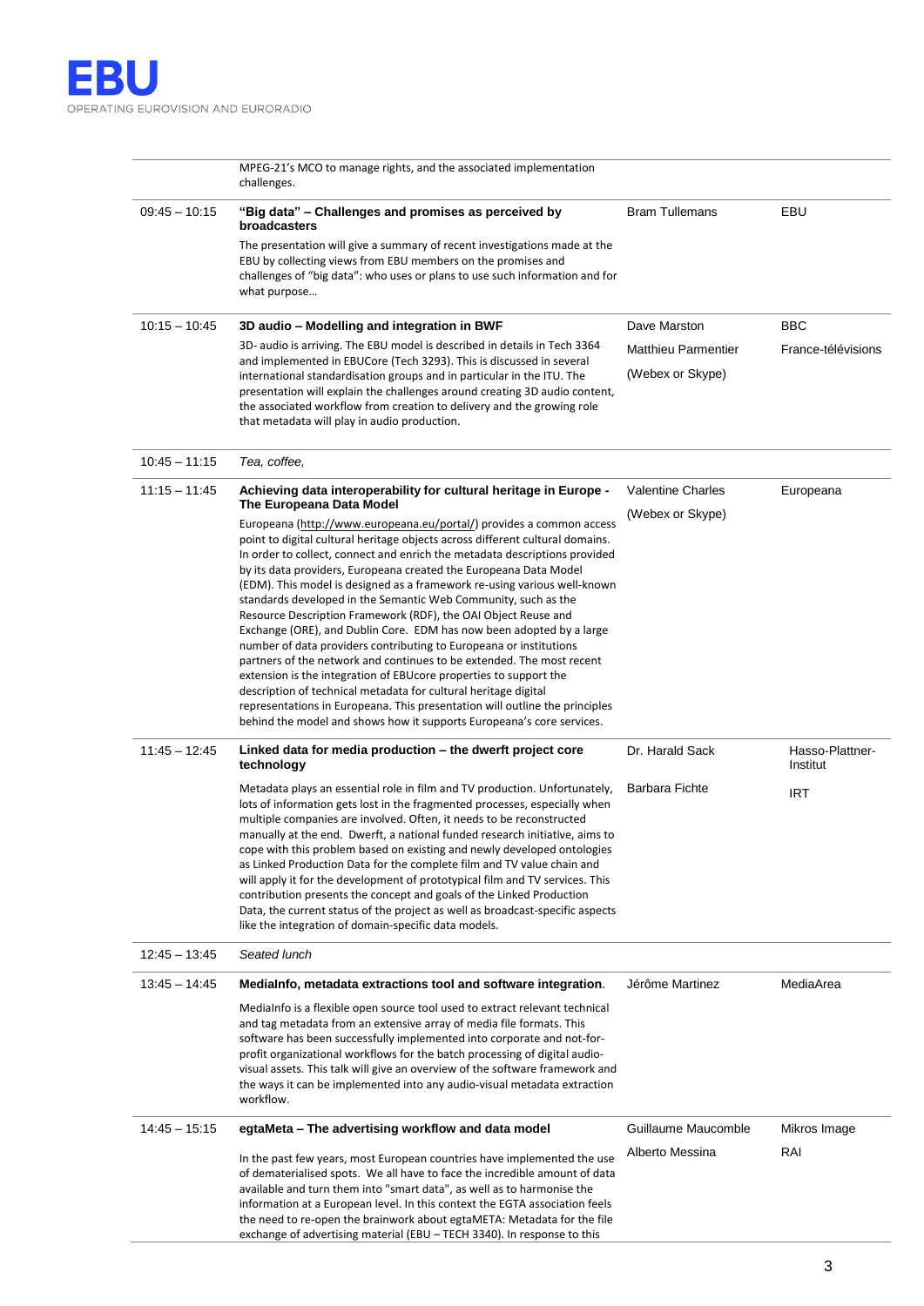| | | | |
|---|---|---|---|
| | MPEG-21's MCO to manage rights, and the associated implementation challenges. | | |
| 09:45 – 10:15 | **"Big data" – Challenges and promises as perceived by broadcasters**<br>The presentation will give a summary of recent investigations made at the EBU by collecting views from EBU members on the promises and challenges of "big data": who uses or plans to use such information and for what purpose… | Bram Tullemans | EBU |
| 10:15 – 10:45 | **3D audio – Modelling and integration in BWF**<br>3D- audio is arriving. The EBU model is described in details in Tech 3364 and implemented in EBUCore (Tech 3293). This is discussed in several international standardisation groups and in particular in the ITU. The presentation will explain the challenges around creating 3D audio content, the associated workflow from creation to delivery and the growing role that metadata will play in audio production. | Dave Marston<br>Matthieu Parmentier<br>(Webex or Skype) | BBC<br>France-télévisions |
| 10:45 – 11:15 | *Tea, coffee,* | | |
| 11:15 – 11:45 | **Achieving data interoperability for cultural heritage in Europe - The Europeana Data Model**<br>Europeana (http://www.europeana.eu/portal/) provides a common access point to digital cultural heritage objects across different cultural domains. In order to collect, connect and enrich the metadata descriptions provided by its data providers, Europeana created the Europeana Data Model (EDM). This model is designed as a framework re-using various well-known standards developed in the Semantic Web Community, such as the Resource Description Framework (RDF), the OAI Object Reuse and Exchange (ORE), and Dublin Core. EDM has now been adopted by a large number of data providers contributing to Europeana or institutions partners of the network and continues to be extended. The most recent extension is the integration of EBUcore properties to support the description of technical metadata for cultural heritage digital representations in Europeana. This presentation will outline the principles behind the model and shows how it supports Europeana's core services. | Valentine Charles<br>(Webex or Skype) | Europeana |
| 11:45 – 12:45 | **Linked data for media production – the dwerft project core technology**<br>Metadata plays an essential role in film and TV production. Unfortunately, lots of information gets lost in the fragmented processes, especially when multiple companies are involved. Often, it needs to be reconstructed manually at the end. Dwerft, a national funded research initiative, aims to cope with this problem based on existing and newly developed ontologies as Linked Production Data for the complete film and TV value chain and will apply it for the development of prototypical film and TV services. This contribution presents the concept and goals of the Linked Production Data, the current status of the project as well as broadcast-specific aspects like the integration of domain-specific data models. | Dr. Harald Sack<br>Barbara Fichte | Hasso-Plattner-Institut<br>IRT |
| 12:45 – 13:45 | *Seated lunch* | | |
| 13:45 – 14:45 | **MediaInfo, metadata extractions tool and software integration**.<br>MediaInfo is a flexible open source tool used to extract relevant technical and tag metadata from an extensive array of media file formats. This software has been successfully implemented into corporate and not-for-profit organizational workflows for the batch processing of digital audio-visual assets. This talk will give an overview of the software framework and the ways it can be implemented into any audio-visual metadata extraction workflow. | Jérôme Martinez | MediaArea |
| 14:45 – 15:15 | **egtaMeta – The advertising workflow and data model**<br>In the past few years, most European countries have implemented the use of dematerialised spots. We all have to face the incredible amount of data available and turn them into "smart data", as well as to harmonise the information at a European level. In this context the EGTA association feels the need to re-open the brainwork about egtaMETA: Metadata for the file exchange of advertising material (EBU – TECH 3340). In response to this | Guillaume Maucomble<br>Alberto Messina | Mikros Image<br>RAI |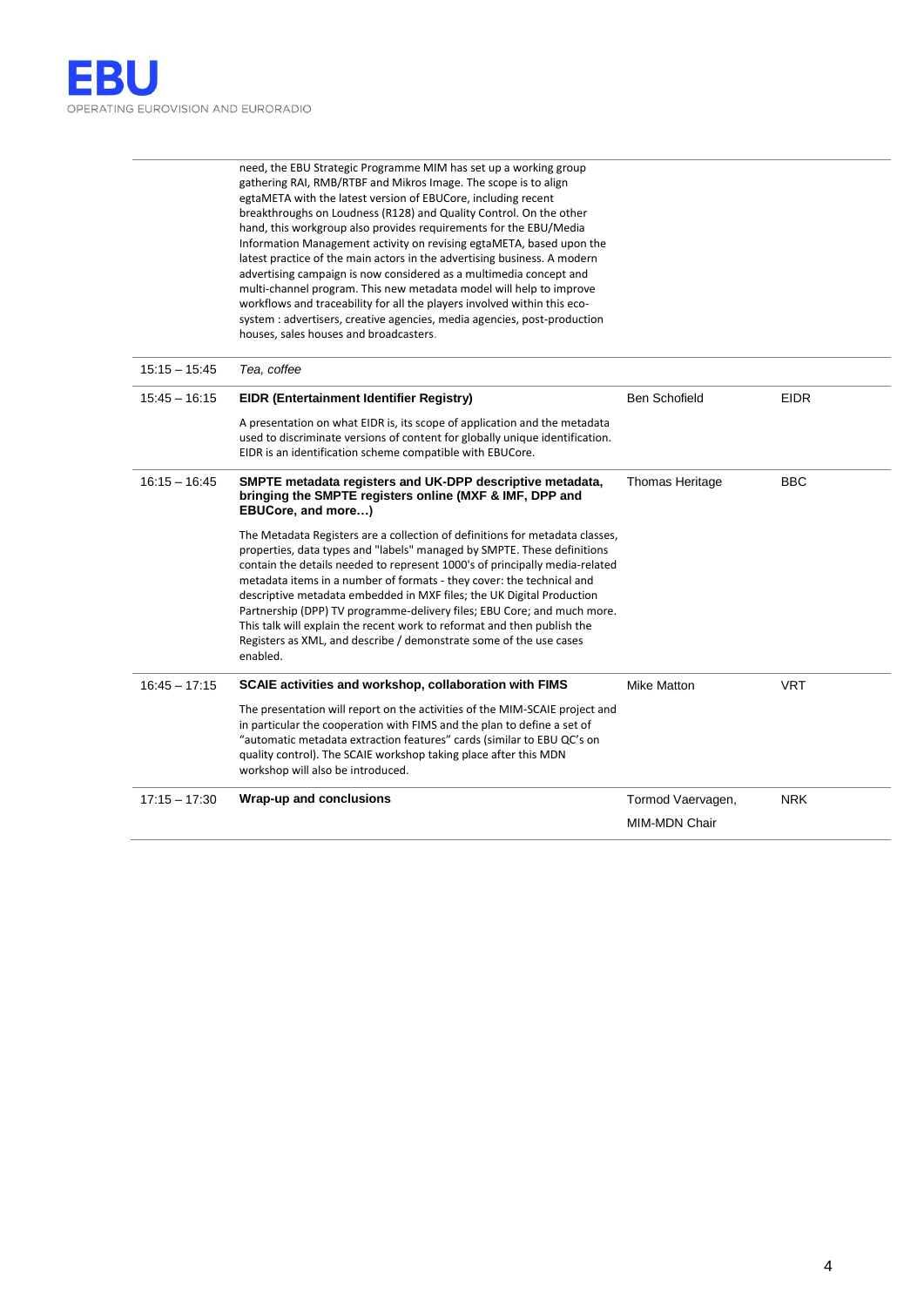| | | | |
|---|---|---|---|
| | need, the EBU Strategic Programme MIM has set up a working group gathering RAI, RMB/RTBF and Mikros Image. The scope is to align egtaMETA with the latest version of EBUCore, including recent breakthroughs on Loudness (R128) and Quality Control. On the other hand, this workgroup also provides requirements for the EBU/Media Information Management activity on revising egtaMETA, based upon the latest practice of the main actors in the advertising business. A modern advertising campaign is now considered as a multimedia concept and multi-channel program. This new metadata model will help to improve workflows and traceability for all the players involved within this eco-system : advertisers, creative agencies, media agencies, post-production houses, sales houses and broadcasters. | | |
| 15:15 – 15:45 | *Tea, coffee* | | |
| 15:45 – 16:15 | **EIDR (Entertainment Identifier Registry)**<br><br>A presentation on what EIDR is, its scope of application and the metadata used to discriminate versions of content for globally unique identification. EIDR is an identification scheme compatible with EBUCore. | Ben Schofield | EIDR |
| 16:15 – 16:45 | **SMPTE metadata registers and UK-DPP descriptive metadata, bringing the SMPTE registers online (MXF & IMF, DPP and EBUCore, and more…)**<br><br>The Metadata Registers are a collection of definitions for metadata classes, properties, data types and "labels" managed by SMPTE. These definitions contain the details needed to represent 1000's of principally media-related metadata items in a number of formats - they cover: the technical and descriptive metadata embedded in MXF files; the UK Digital Production Partnership (DPP) TV programme-delivery files; EBU Core; and much more. This talk will explain the recent work to reformat and then publish the Registers as XML, and describe / demonstrate some of the use cases enabled. | Thomas Heritage | BBC |
| 16:45 – 17:15 | **SCAIE activities and workshop, collaboration with FIMS**<br><br>The presentation will report on the activities of the MIM-SCAIE project and in particular the cooperation with FIMS and the plan to define a set of "automatic metadata extraction features" cards (similar to EBU QC's on quality control). The SCAIE workshop taking place after this MDN workshop will also be introduced. | Mike Matton | VRT |
| 17:15 – 17:30 | **Wrap-up and conclusions** | Tormod Vaervagen, MIM-MDN Chair | NRK |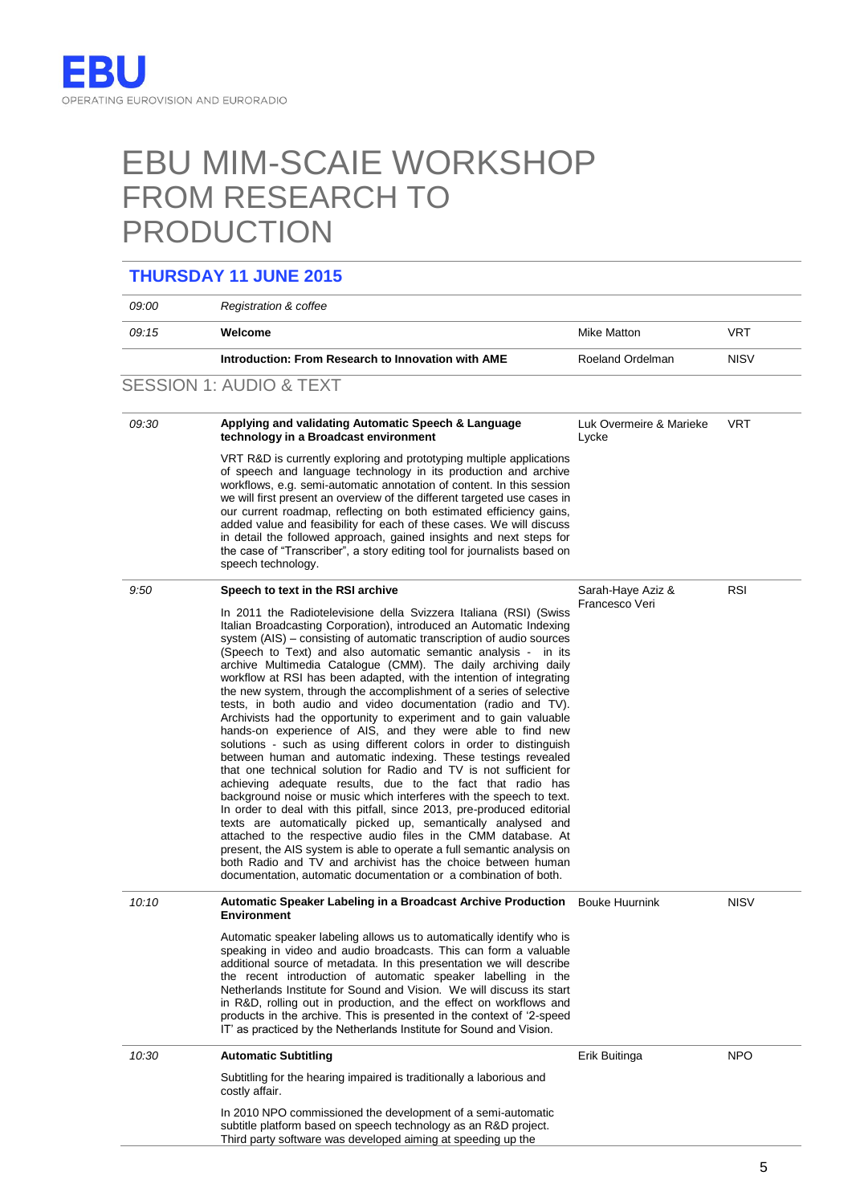# EBU

OPERATING EUROVISION AND EURORADIO

# EBU MIM-SCAIE WORKSHOP FROM RESEARCH TO PRODUCTION

## THURSDAY 11 JUNE 2015

| | | | |
|---|---|---|---|
| *09:00* | *Registration & coffee* | | |
| *09:15* | **Welcome** | Mike Matton | VRT |
| | **Introduction: From Research to Innovation with AME** | Roeland Ordelman | NISV |

## SESSION 1: AUDIO & TEXT

| | | | |
|---|---|---|---|
| *09:30* | **Applying and validating Automatic Speech & Language technology in a Broadcast environment**<br><br>VRT R&D is currently exploring and prototyping multiple applications of speech and language technology in its production and archive workflows, e.g. semi-automatic annotation of content. In this session we will first present an overview of the different targeted use cases in our current roadmap, reflecting on both estimated efficiency gains, added value and feasibility for each of these cases. We will discuss in detail the followed approach, gained insights and next steps for the case of "Transcriber", a story editing tool for journalists based on speech technology. | Luk Overmeire & Marieke Lycke | VRT |
| *9:50* | **Speech to text in the RSI archive**<br><br>In 2011 the Radiotelevisione della Svizzera Italiana (RSI) (Swiss Italian Broadcasting Corporation), introduced an Automatic Indexing system (AIS) – consisting of automatic transcription of audio sources (Speech to Text) and also automatic semantic analysis - in its archive Multimedia Catalogue (CMM). The daily archiving daily workflow at RSI has been adapted, with the intention of integrating the new system, through the accomplishment of a series of selective tests, in both audio and video documentation (radio and TV). Archivists had the opportunity to experiment and to gain valuable hands-on experience of AIS, and they were able to find new solutions - such as using different colors in order to distinguish between human and automatic indexing. These testings revealed that one technical solution for Radio and TV is not sufficient for achieving adequate results, due to the fact that radio has background noise or music which interferes with the speech to text. In order to deal with this pitfall, since 2013, pre-produced editorial texts are automatically picked up, semantically analysed and attached to the respective audio files in the CMM database. At present, the AIS system is able to operate a full semantic analysis on both Radio and TV and archivist has the choice between human documentation, automatic documentation or a combination of both. | Sarah-Haye Aziz & Francesco Veri | RSI |
| *10:10* | **Automatic Speaker Labeling in a Broadcast Archive Production Environment**<br><br>Automatic speaker labeling allows us to automatically identify who is speaking in video and audio broadcasts. This can form a valuable additional source of metadata. In this presentation we will describe the recent introduction of automatic speaker labelling in the Netherlands Institute for Sound and Vision. We will discuss its start in R&D, rolling out in production, and the effect on workflows and products in the archive. This is presented in the context of '2-speed IT' as practiced by the Netherlands Institute for Sound and Vision. | Bouke Huurnink | NISV |
| *10:30* | **Automatic Subtitling**<br><br>Subtitling for the hearing impaired is traditionally a laborious and costly affair.<br><br>In 2010 NPO commissioned the development of a semi-automatic subtitle platform based on speech technology as an R&D project. Third party software was developed aiming at speeding up the | Erik Buitinga | NPO |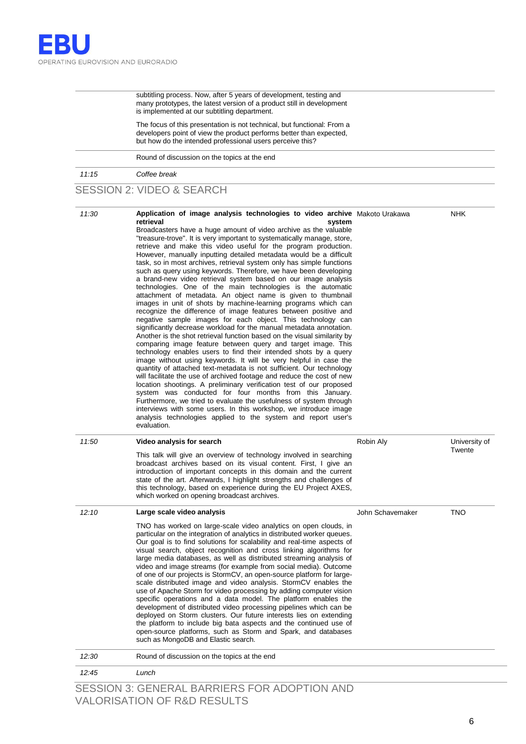| | | | |
|---|---|---|---|
| | subtitling process. Now, after 5 years of development, testing and many prototypes, the latest version of a product still in development is implemented at our subtitling department.<br><br>The focus of this presentation is not technical, but functional: From a developers point of view the product performs better than expected, but how do the intended professional users perceive this? | | |
| | Round of discussion on the topics at the end | | |
| *11:15* | *Coffee break* | | |

## SESSION 2: VIDEO & SEARCH

| | | | |
|---|---|---|---|
| *11:30* | **Application of image analysis technologies to video archive retrieval system**<br>Broadcasters have a huge amount of video archive as the valuable "treasure-trove". It is very important to systematically manage, store, retrieve and make this video useful for the program production. However, manually inputting detailed metadata would be a difficult task, so in most archives, retrieval system only has simple functions such as query using keywords. Therefore, we have been developing a brand-new video retrieval system based on our image analysis technologies. One of the main technologies is the automatic attachment of metadata. An object name is given to thumbnail images in unit of shots by machine-learning programs which can recognize the difference of image features between positive and negative sample images for each object. This technology can significantly decrease workload for the manual metadata annotation. Another is the shot retrieval function based on the visual similarity by comparing image feature between query and target image. This technology enables users to find their intended shots by a query image without using keywords. It will be very helpful in case the quantity of attached text-metadata is not sufficient. Our technology will facilitate the use of archived footage and reduce the cost of new location shootings. A preliminary verification test of our proposed system was conducted for four months from this January. Furthermore, we tried to evaluate the usefulness of system through interviews with some users. In this workshop, we introduce image analysis technologies applied to the system and report user's evaluation. | Makoto Urakawa | NHK |
| *11:50* | **Video analysis for search**<br><br>This talk will give an overview of technology involved in searching broadcast archives based on its visual content. First, I give an introduction of important concepts in this domain and the current state of the art. Afterwards, I highlight strengths and challenges of this technology, based on experience during the EU Project AXES, which worked on opening broadcast archives. | Robin Aly | University of Twente |
| *12:10* | **Large scale video analysis**<br><br>TNO has worked on large-scale video analytics on open clouds, in particular on the integration of analytics in distributed worker queues. Our goal is to find solutions for scalability and real-time aspects of visual search, object recognition and cross linking algorithms for large media databases, as well as distributed streaming analysis of video and image streams (for example from social media). Outcome of one of our projects is StormCV, an open-source platform for large-scale distributed image and video analysis. StormCV enables the use of Apache Storm for video processing by adding computer vision specific operations and a data model. The platform enables the development of distributed video processing pipelines which can be deployed on Storm clusters. Our future interests lies on extending the platform to include big bata aspects and the continued use of open-source platforms, such as Storm and Spark, and databases such as MongoDB and Elastic search. | John Schavemaker | TNO |
| *12:30* | Round of discussion on the topics at the end | | |
| *12:45* | *Lunch* | | |

## SESSION 3: GENERAL BARRIERS FOR ADOPTION AND VALORISATION OF R&D RESULTS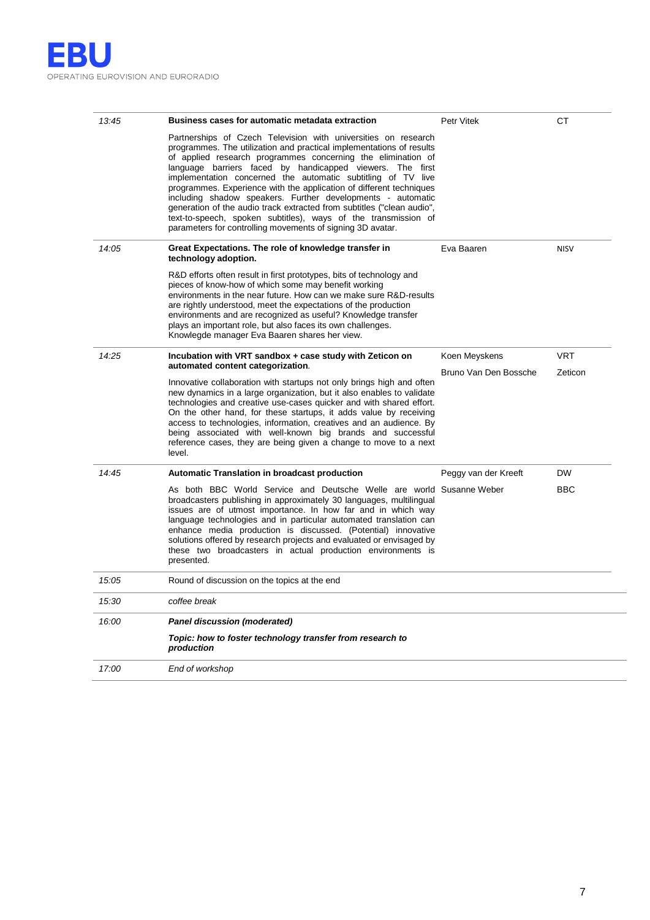| | | | |
|---|---|---|---|
| *13:45* | **Business cases for automatic metadata extraction**<br><br>Partnerships of Czech Television with universities on research programmes. The utilization and practical implementations of results of applied research programmes concerning the elimination of language barriers faced by handicapped viewers. The first implementation concerned the automatic subtitling of TV live programmes. Experience with the application of different techniques including shadow speakers. Further developments - automatic generation of the audio track extracted from subtitles ("clean audio", text-to-speech, spoken subtitles), ways of the transmission of parameters for controlling movements of signing 3D avatar. | Petr Vitek | CT |
| *14:05* | **Great Expectations. The role of knowledge transfer in technology adoption.**<br><br>R&D efforts often result in first prototypes, bits of technology and pieces of know-how of which some may benefit working environments in the near future. How can we make sure R&D-results are rightly understood, meet the expectations of the production environments and are recognized as useful? Knowledge transfer plays an important role, but also faces its own challenges. Knowlegde manager Eva Baaren shares her view. | Eva Baaren | NISV |
| *14:25* | **Incubation with VRT sandbox + case study with Zeticon on automated content categorization.**<br><br>Innovative collaboration with startups not only brings high and often new dynamics in a large organization, but it also enables to validate technologies and creative use-cases quicker and with shared effort. On the other hand, for these startups, it adds value by receiving access to technologies, information, creatives and an audience. By being associated with well-known big brands and successful reference cases, they are being given a change to move to a next level. | Koen Meyskens<br><br>Bruno Van Den Bossche | VRT<br><br>Zeticon |
| *14:45* | **Automatic Translation in broadcast production**<br><br>As both BBC World Service and Deutsche Welle are world broadcasters publishing in approximately 30 languages, multilingual issues are of utmost importance. In how far and in which way language technologies and in particular automated translation can enhance media production is discussed. (Potential) innovative solutions offered by research projects and evaluated or envisaged by these two broadcasters in actual production environments is presented. | Peggy van der Kreeft<br><br>Susanne Weber | DW<br><br>BBC |
| *15:05* | Round of discussion on the topics at the end | | |
| *15:30* | *coffee break* | | |
| *16:00* | ***Panel discussion (moderated)***<br><br>***Topic: how to foster technology transfer from research to production*** | | |
| *17:00* | *End of workshop* | | |